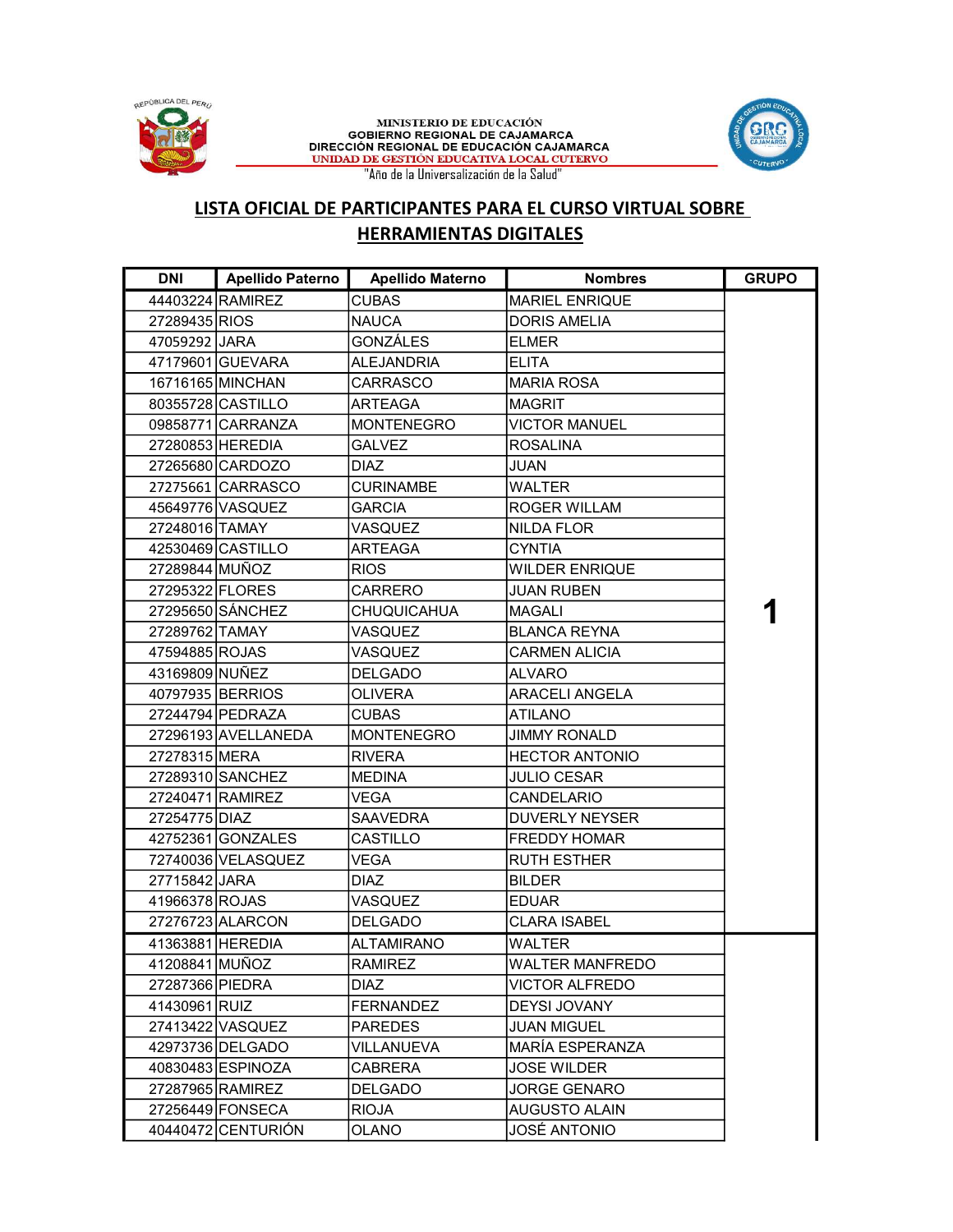MINISTERIO DE EDUCACIÓN
GOBIERNO REGIONAL DE CAJAMARCA
DIRECCIÓN REGIONAL DE EDUCACIÓN CAJAMARCA
UNIDAD DE GESTIÓN EDUCATIVA LOCAL CUTERVO
"Año de la Universalización de la Salud"

## LISTA OFICIAL DE PARTICIPANTES PARA EL CURSO VIRTUAL SOBRE HERRAMIENTAS DIGITALES

| DNI | Apellido Paterno | Apellido Materno | Nombres | GRUPO |
|---|---|---|---|---|
| 44403224 | RAMIREZ | CUBAS | MARIEL ENRIQUE | 1 |
| 27289435 | RIOS | NAUCA | DORIS AMELIA | 1 |
| 47059292 | JARA | GONZÁLES | ELMER | 1 |
| 47179601 | GUEVARA | ALEJANDRIA | ELITA | 1 |
| 16716165 | MINCHAN | CARRASCO | MARIA ROSA | 1 |
| 80355728 | CASTILLO | ARTEAGA | MAGRIT | 1 |
| 09858771 | CARRANZA | MONTENEGRO | VICTOR MANUEL | 1 |
| 27280853 | HEREDIA | GALVEZ | ROSALINA | 1 |
| 27265680 | CARDOZO | DIAZ | JUAN | 1 |
| 27275661 | CARRASCO | CURINAMBE | WALTER | 1 |
| 45649776 | VASQUEZ | GARCIA | ROGER WILLAM | 1 |
| 27248016 | TAMAY | VASQUEZ | NILDA FLOR | 1 |
| 42530469 | CASTILLO | ARTEAGA | CYNTIA | 1 |
| 27289844 | MUÑOZ | RIOS | WILDER ENRIQUE | 1 |
| 27295322 | FLORES | CARRERO | JUAN RUBEN | 1 |
| 27295650 | SÁNCHEZ | CHUQUICAHUA | MAGALI | 1 |
| 27289762 | TAMAY | VASQUEZ | BLANCA REYNA | 1 |
| 47594885 | ROJAS | VASQUEZ | CARMEN ALICIA | 1 |
| 43169809 | NUÑEZ | DELGADO | ALVARO | 1 |
| 40797935 | BERRIOS | OLIVERA | ARACELI ANGELA | 1 |
| 27244794 | PEDRAZA | CUBAS | ATILANO | 1 |
| 27296193 | AVELLANEDA | MONTENEGRO | JIMMY RONALD | 1 |
| 27278315 | MERA | RIVERA | HECTOR ANTONIO | 1 |
| 27289310 | SANCHEZ | MEDINA | JULIO CESAR | 1 |
| 27240471 | RAMIREZ | VEGA | CANDELARIO | 1 |
| 27254775 | DIAZ | SAAVEDRA | DUVERLY NEYSER | 1 |
| 42752361 | GONZALES | CASTILLO | FREDDY HOMAR | 1 |
| 72740036 | VELASQUEZ | VEGA | RUTH ESTHER | 1 |
| 27715842 | JARA | DIAZ | BILDER | 1 |
| 41966378 | ROJAS | VASQUEZ | EDUAR | 1 |
| 27276723 | ALARCON | DELGADO | CLARA ISABEL | 1 |
| 41363881 | HEREDIA | ALTAMIRANO | WALTER | |
| 41208841 | MUÑOZ | RAMIREZ | WALTER MANFREDO | |
| 27287366 | PIEDRA | DIAZ | VICTOR ALFREDO | |
| 41430961 | RUIZ | FERNANDEZ | DEYSI JOVANY | |
| 27413422 | VASQUEZ | PAREDES | JUAN MIGUEL | |
| 42973736 | DELGADO | VILLANUEVA | MARÍA ESPERANZA | |
| 40830483 | ESPINOZA | CABRERA | JOSE WILDER | |
| 27287965 | RAMIREZ | DELGADO | JORGE GENARO | |
| 27256449 | FONSECA | RIOJA | AUGUSTO ALAIN | |
| 40440472 | CENTURIÓN | OLANO | JOSÉ ANTONIO | |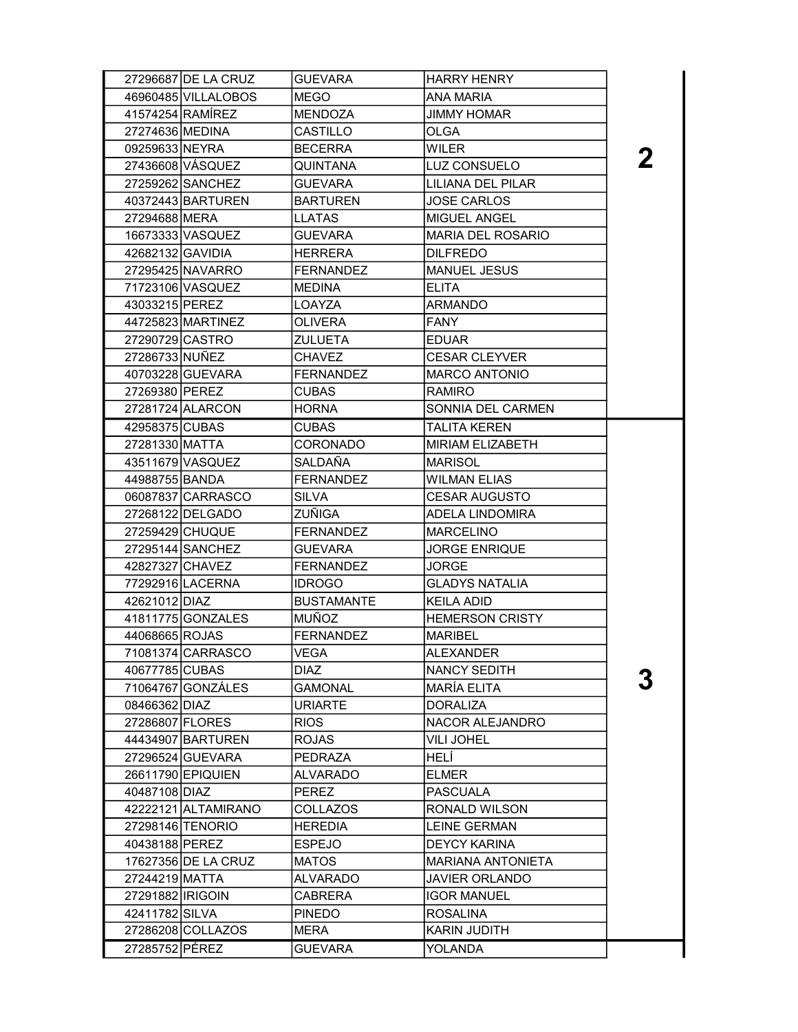| | | | | |
|---|---|---|---|---|
| 27296687 | DE LA CRUZ | GUEVARA | HARRY HENRY | 2 |
| 46960485 | VILLALOBOS | MEGO | ANA MARIA | |
| 41574254 | RAMÍREZ | MENDOZA | JIMMY HOMAR | |
| 27274636 | MEDINA | CASTILLO | OLGA | |
| 09259633 | NEYRA | BECERRA | WILER | |
| 27436608 | VÁSQUEZ | QUINTANA | LUZ CONSUELO | |
| 27259262 | SANCHEZ | GUEVARA | LILIANA DEL PILAR | |
| 40372443 | BARTUREN | BARTUREN | JOSE CARLOS | |
| 27294688 | MERA | LLATAS | MIGUEL ANGEL | |
| 16673333 | VASQUEZ | GUEVARA | MARIA DEL ROSARIO | |
| 42682132 | GAVIDIA | HERRERA | DILFREDO | |
| 27295425 | NAVARRO | FERNANDEZ | MANUEL JESUS | |
| 71723106 | VASQUEZ | MEDINA | ELITA | |
| 43033215 | PEREZ | LOAYZA | ARMANDO | |
| 44725823 | MARTINEZ | OLIVERA | FANY | |
| 27290729 | CASTRO | ZULUETA | EDUAR | |
| 27286733 | NUÑEZ | CHAVEZ | CESAR CLEYVER | |
| 40703228 | GUEVARA | FERNANDEZ | MARCO ANTONIO | |
| 27269380 | PEREZ | CUBAS | RAMIRO | |
| 27281724 | ALARCON | HORNA | SONNIA DEL CARMEN | |
| 42958375 | CUBAS | CUBAS | TALITA KEREN | 3 |
| 27281330 | MATTA | CORONADO | MIRIAM ELIZABETH | |
| 43511679 | VASQUEZ | SALDAÑA | MARISOL | |
| 44988755 | BANDA | FERNANDEZ | WILMAN ELIAS | |
| 06087837 | CARRASCO | SILVA | CESAR AUGUSTO | |
| 27268122 | DELGADO | ZUÑIGA | ADELA LINDOMIRA | |
| 27259429 | CHUQUE | FERNANDEZ | MARCELINO | |
| 27295144 | SANCHEZ | GUEVARA | JORGE ENRIQUE | |
| 42827327 | CHAVEZ | FERNANDEZ | JORGE | |
| 77292916 | LACERNA | IDROGO | GLADYS NATALIA | |
| 42621012 | DIAZ | BUSTAMANTE | KEILA ADID | |
| 41811775 | GONZALES | MUÑOZ | HEMERSON CRISTY | |
| 44068665 | ROJAS | FERNANDEZ | MARIBEL | |
| 71081374 | CARRASCO | VEGA | ALEXANDER | |
| 40677785 | CUBAS | DIAZ | NANCY SEDITH | |
| 71064767 | GONZÁLES | GAMONAL | MARÍA ELITA | |
| 08466362 | DIAZ | URIARTE | DORALIZA | |
| 27286807 | FLORES | RIOS | NACOR ALEJANDRO | |
| 44434907 | BARTUREN | ROJAS | VILI JOHEL | |
| 27296524 | GUEVARA | PEDRAZA | HELÍ | |
| 26611790 | EPIQUIEN | ALVARADO | ELMER | |
| 40487108 | DIAZ | PEREZ | PASCUALA | |
| 42222121 | ALTAMIRANO | COLLAZOS | RONALD WILSON | |
| 27298146 | TENORIO | HEREDIA | LEINE GERMAN | |
| 40438188 | PEREZ | ESPEJO | DEYCY KARINA | |
| 17627356 | DE LA CRUZ | MATOS | MARIANA ANTONIETA | |
| 27244219 | MATTA | ALVARADO | JAVIER ORLANDO | |
| 27291882 | IRIGOIN | CABRERA | IGOR MANUEL | |
| 42411782 | SILVA | PINEDO | ROSALINA | |
| 27286208 | COLLAZOS | MERA | KARIN JUDITH | |
| 27285752 | PÉREZ | GUEVARA | YOLANDA | |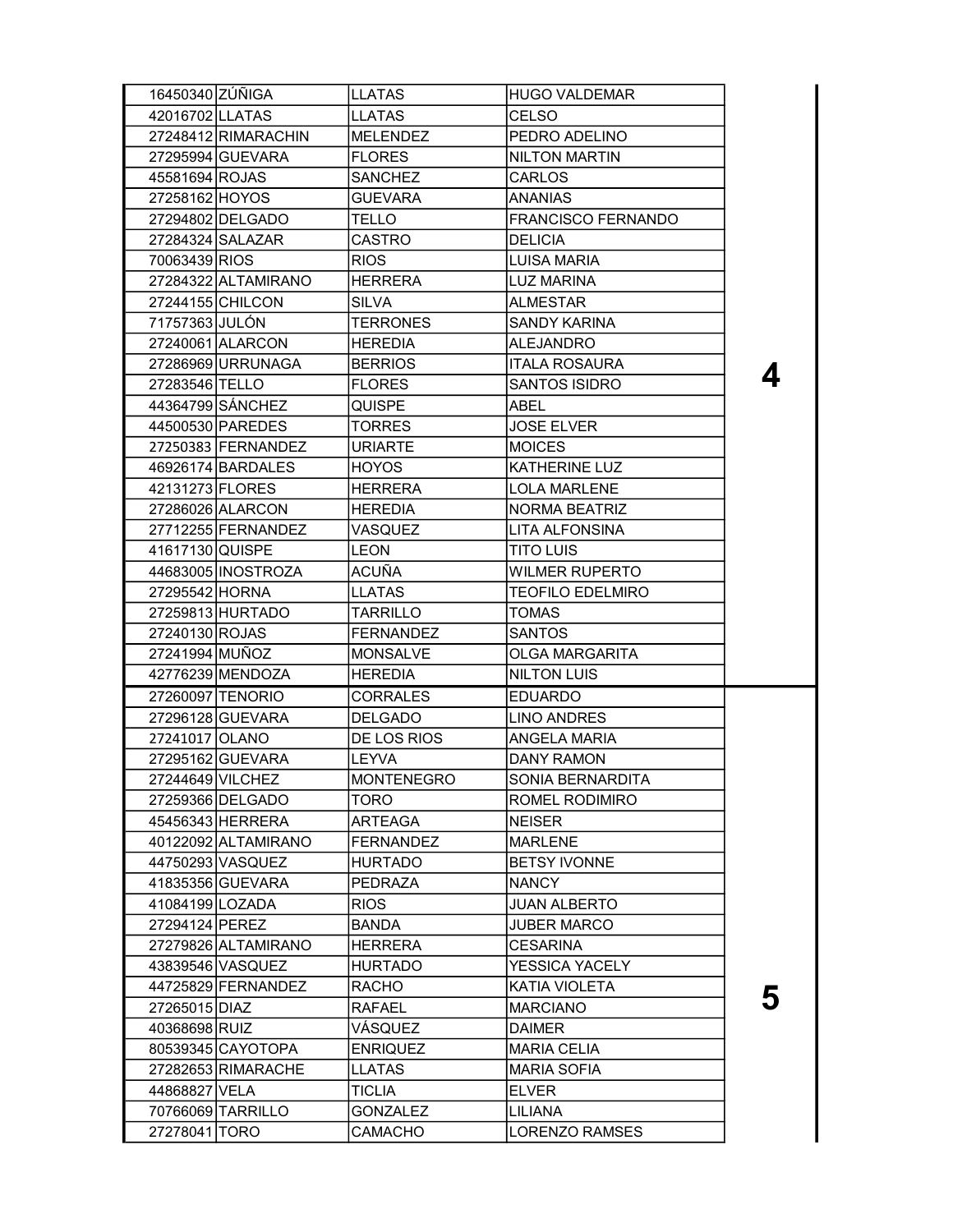| | | | | |
|---|---|---|---|---|
| 16450340 | ZÚÑIGA | LLATAS | HUGO VALDEMAR | 4 |
| 42016702 | LLATAS | LLATAS | CELSO | |
| 27248412 | RIMARACHIN | MELENDEZ | PEDRO ADELINO | |
| 27295994 | GUEVARA | FLORES | NILTON MARTIN | |
| 45581694 | ROJAS | SANCHEZ | CARLOS | |
| 27258162 | HOYOS | GUEVARA | ANANIAS | |
| 27294802 | DELGADO | TELLO | FRANCISCO FERNANDO | |
| 27284324 | SALAZAR | CASTRO | DELICIA | |
| 70063439 | RIOS | RIOS | LUISA MARIA | |
| 27284322 | ALTAMIRANO | HERRERA | LUZ MARINA | |
| 27244155 | CHILCON | SILVA | ALMESTAR | |
| 71757363 | JULÓN | TERRONES | SANDY KARINA | |
| 27240061 | ALARCON | HEREDIA | ALEJANDRO | |
| 27286969 | URRUNAGA | BERRIOS | ITALA ROSAURA | |
| 27283546 | TELLO | FLORES | SANTOS ISIDRO | |
| 44364799 | SÁNCHEZ | QUISPE | ABEL | |
| 44500530 | PAREDES | TORRES | JOSE ELVER | |
| 27250383 | FERNANDEZ | URIARTE | MOICES | |
| 46926174 | BARDALES | HOYOS | KATHERINE LUZ | |
| 42131273 | FLORES | HERRERA | LOLA MARLENE | |
| 27286026 | ALARCON | HEREDIA | NORMA BEATRIZ | |
| 27712255 | FERNANDEZ | VASQUEZ | LITA ALFONSINA | |
| 41617130 | QUISPE | LEON | TITO LUIS | |
| 44683005 | INOSTROZA | ACUÑA | WILMER RUPERTO | |
| 27295542 | HORNA | LLATAS | TEOFILO EDELMIRO | |
| 27259813 | HURTADO | TARRILLO | TOMAS | |
| 27240130 | ROJAS | FERNANDEZ | SANTOS | |
| 27241994 | MUÑOZ | MONSALVE | OLGA MARGARITA | |
| 42776239 | MENDOZA | HEREDIA | NILTON LUIS | |
| 27260097 | TENORIO | CORRALES | EDUARDO | 5 |
| 27296128 | GUEVARA | DELGADO | LINO ANDRES | |
| 27241017 | OLANO | DE LOS RIOS | ANGELA MARIA | |
| 27295162 | GUEVARA | LEYVA | DANY RAMON | |
| 27244649 | VILCHEZ | MONTENEGRO | SONIA BERNARDITA | |
| 27259366 | DELGADO | TORO | ROMEL RODIMIRO | |
| 45456343 | HERRERA | ARTEAGA | NEISER | |
| 40122092 | ALTAMIRANO | FERNANDEZ | MARLENE | |
| 44750293 | VASQUEZ | HURTADO | BETSY IVONNE | |
| 41835356 | GUEVARA | PEDRAZA | NANCY | |
| 41084199 | LOZADA | RIOS | JUAN ALBERTO | |
| 27294124 | PEREZ | BANDA | JUBER MARCO | |
| 27279826 | ALTAMIRANO | HERRERA | CESARINA | |
| 43839546 | VASQUEZ | HURTADO | YESSICA YACELY | |
| 44725829 | FERNANDEZ | RACHO | KATIA VIOLETA | |
| 27265015 | DIAZ | RAFAEL | MARCIANO | |
| 40368698 | RUIZ | VÁSQUEZ | DAIMER | |
| 80539345 | CAYOTOPA | ENRIQUEZ | MARIA CELIA | |
| 27282653 | RIMARACHE | LLATAS | MARIA SOFIA | |
| 44868827 | VELA | TICLIA | ELVER | |
| 70766069 | TARRILLO | GONZALEZ | LILIANA | |
| 27278041 | TORO | CAMACHO | LORENZO RAMSES | |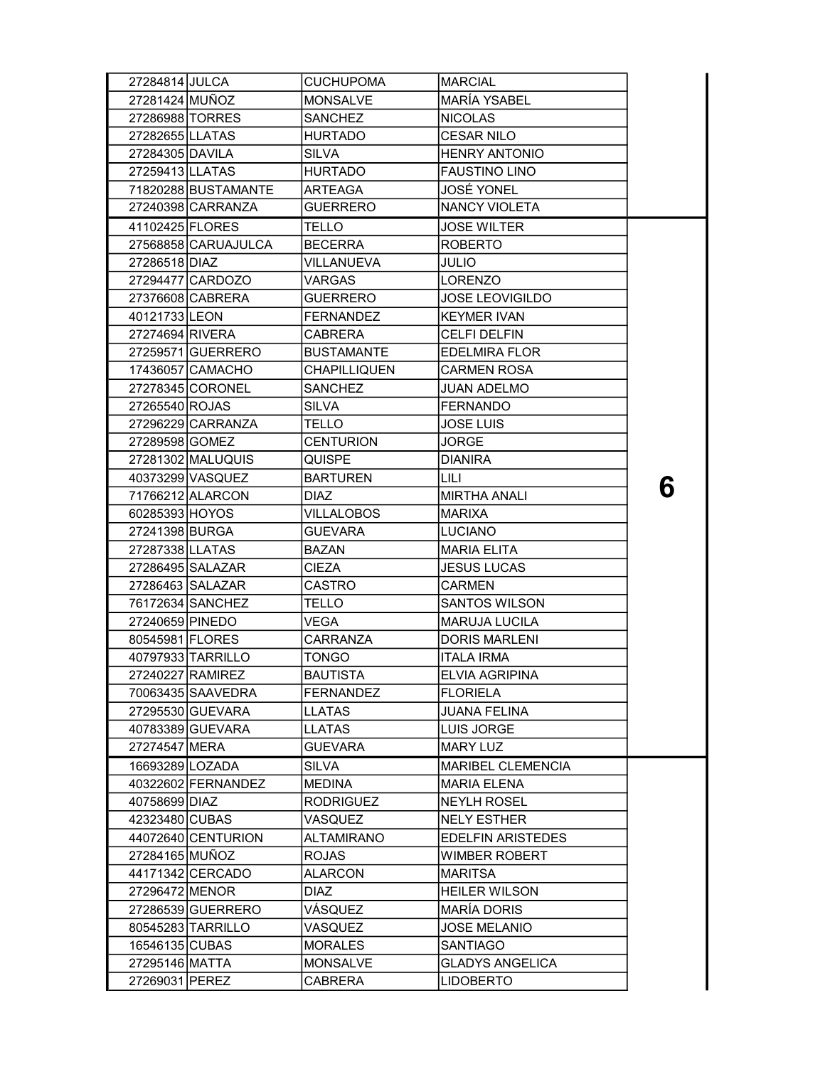| | | | | |
|---|---|---|---|---|
| 27284814 | JULCA | CUCHUPOMA | MARCIAL | |
| 27281424 | MUÑOZ | MONSALVE | MARÍA YSABEL | |
| 27286988 | TORRES | SANCHEZ | NICOLAS | |
| 27282655 | LLATAS | HURTADO | CESAR NILO | |
| 27284305 | DAVILA | SILVA | HENRY ANTONIO | |
| 27259413 | LLATAS | HURTADO | FAUSTINO LINO | |
| 71820288 | BUSTAMANTE | ARTEAGA | JOSÉ YONEL | |
| 27240398 | CARRANZA | GUERRERO | NANCY VIOLETA | |
| 41102425 | FLORES | TELLO | JOSE WILTER | 6 |
| 27568858 | CARUAJULCA | BECERRA | ROBERTO | |
| 27286518 | DIAZ | VILLANUEVA | JULIO | |
| 27294477 | CARDOZO | VARGAS | LORENZO | |
| 27376608 | CABRERA | GUERRERO | JOSE LEOVIGILDO | |
| 40121733 | LEON | FERNANDEZ | KEYMER IVAN | |
| 27274694 | RIVERA | CABRERA | CELFI DELFIN | |
| 27259571 | GUERRERO | BUSTAMANTE | EDELMIRA FLOR | |
| 17436057 | CAMACHO | CHAPILLIQUEN | CARMEN ROSA | |
| 27278345 | CORONEL | SANCHEZ | JUAN ADELMO | |
| 27265540 | ROJAS | SILVA | FERNANDO | |
| 27296229 | CARRANZA | TELLO | JOSE LUIS | |
| 27289598 | GOMEZ | CENTURION | JORGE | |
| 27281302 | MALUQUIS | QUISPE | DIANIRA | |
| 40373299 | VASQUEZ | BARTUREN | LILI | |
| 71766212 | ALARCON | DIAZ | MIRTHA ANALI | |
| 60285393 | HOYOS | VILLALOBOS | MARIXA | |
| 27241398 | BURGA | GUEVARA | LUCIANO | |
| 27287338 | LLATAS | BAZAN | MARIA ELITA | |
| 27286495 | SALAZAR | CIEZA | JESUS LUCAS | |
| 27286463 | SALAZAR | CASTRO | CARMEN | |
| 76172634 | SANCHEZ | TELLO | SANTOS WILSON | |
| 27240659 | PINEDO | VEGA | MARUJA LUCILA | |
| 80545981 | FLORES | CARRANZA | DORIS MARLENI | |
| 40797933 | TARRILLO | TONGO | ITALA IRMA | |
| 27240227 | RAMIREZ | BAUTISTA | ELVIA AGRIPINA | |
| 70063435 | SAAVEDRA | FERNANDEZ | FLORIELA | |
| 27295530 | GUEVARA | LLATAS | JUANA FELINA | |
| 40783389 | GUEVARA | LLATAS | LUIS JORGE | |
| 27274547 | MERA | GUEVARA | MARY LUZ | |
| 16693289 | LOZADA | SILVA | MARIBEL CLEMENCIA | |
| 40322602 | FERNANDEZ | MEDINA | MARIA ELENA | |
| 40758699 | DIAZ | RODRIGUEZ | NEYLH ROSEL | |
| 42323480 | CUBAS | VASQUEZ | NELY ESTHER | |
| 44072640 | CENTURION | ALTAMIRANO | EDELFIN ARISTEDES | |
| 27284165 | MUÑOZ | ROJAS | WIMBER ROBERT | |
| 44171342 | CERCADO | ALARCON | MARITSA | |
| 27296472 | MENOR | DIAZ | HEILER WILSON | |
| 27286539 | GUERRERO | VÁSQUEZ | MARÍA DORIS | |
| 80545283 | TARRILLO | VASQUEZ | JOSE MELANIO | |
| 16546135 | CUBAS | MORALES | SANTIAGO | |
| 27295146 | MATTA | MONSALVE | GLADYS ANGELICA | |
| 27269031 | PEREZ | CABRERA | LIDOBERTO | |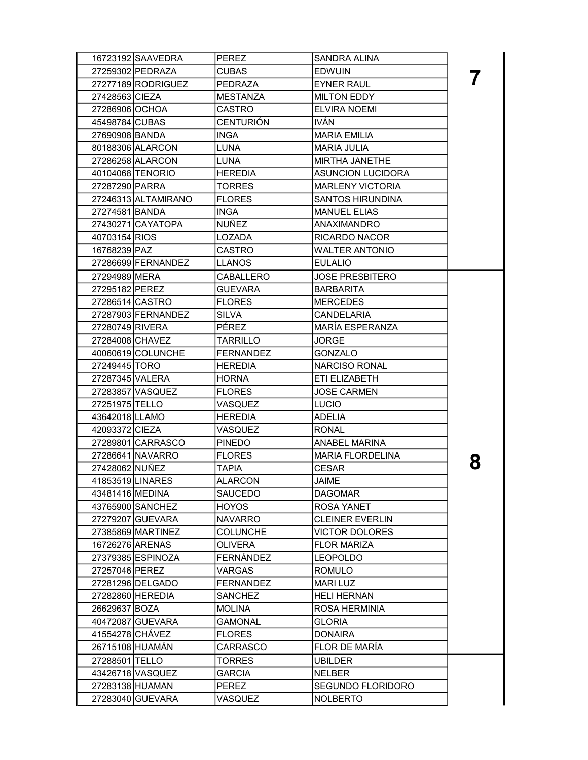| | | | | |
|---|---|---|---|---|
| 16723192 | SAAVEDRA | PEREZ | SANDRA ALINA | 7 |
| 27259302 | PEDRAZA | CUBAS | EDWUIN | |
| 27277189 | RODRIGUEZ | PEDRAZA | EYNER RAUL | |
| 27428563 | CIEZA | MESTANZA | MILTON EDDY | |
| 27286906 | OCHOA | CASTRO | ELVIRA NOEMI | |
| 45498784 | CUBAS | CENTURIÓN | IVÁN | |
| 27690908 | BANDA | INGA | MARIA EMILIA | |
| 80188306 | ALARCON | LUNA | MARIA JULIA | |
| 27286258 | ALARCON | LUNA | MIRTHA JANETHE | |
| 40104068 | TENORIO | HEREDIA | ASUNCION LUCIDORA | |
| 27287290 | PARRA | TORRES | MARLENY VICTORIA | |
| 27246313 | ALTAMIRANO | FLORES | SANTOS HIRUNDINA | |
| 27274581 | BANDA | INGA | MANUEL ELIAS | |
| 27430271 | CAYATOPA | NUÑEZ | ANAXIMANDRO | |
| 40703154 | RIOS | LOZADA | RICARDO NACOR | |
| 16768239 | PAZ | CASTRO | WALTER ANTONIO | |
| 27286699 | FERNANDEZ | LLANOS | EULALIO | |
| 27294989 | MERA | CABALLERO | JOSE PRESBITERO | 8 |
| 27295182 | PEREZ | GUEVARA | BARBARITA | |
| 27286514 | CASTRO | FLORES | MERCEDES | |
| 27287903 | FERNANDEZ | SILVA | CANDELARIA | |
| 27280749 | RIVERA | PÉREZ | MARÍA ESPERANZA | |
| 27284008 | CHAVEZ | TARRILLO | JORGE | |
| 40060619 | COLUNCHE | FERNANDEZ | GONZALO | |
| 27249445 | TORO | HEREDIA | NARCISO RONAL | |
| 27287345 | VALERA | HORNA | ETI ELIZABETH | |
| 27283857 | VASQUEZ | FLORES | JOSE CARMEN | |
| 27251975 | TELLO | VASQUEZ | LUCIO | |
| 43642018 | LLAMO | HEREDIA | ADELIA | |
| 42093372 | CIEZA | VASQUEZ | RONAL | |
| 27289801 | CARRASCO | PINEDO | ANABEL MARINA | |
| 27286641 | NAVARRO | FLORES | MARIA FLORDELINA | |
| 27428062 | NUÑEZ | TAPIA | CESAR | |
| 41853519 | LINARES | ALARCON | JAIME | |
| 43481416 | MEDINA | SAUCEDO | DAGOMAR | |
| 43765900 | SANCHEZ | HOYOS | ROSA YANET | |
| 27279207 | GUEVARA | NAVARRO | CLEINER EVERLIN | |
| 27385869 | MARTINEZ | COLUNCHE | VICTOR DOLORES | |
| 16726276 | ARENAS | OLIVERA | FLOR MARIZA | |
| 27379385 | ESPINOZA | FERNÁNDEZ | LEOPOLDO | |
| 27257046 | PEREZ | VARGAS | ROMULO | |
| 27281296 | DELGADO | FERNANDEZ | MARI LUZ | |
| 27282860 | HEREDIA | SANCHEZ | HELI HERNAN | |
| 26629637 | BOZA | MOLINA | ROSA HERMINIA | |
| 40472087 | GUEVARA | GAMONAL | GLORIA | |
| 41554278 | CHÁVEZ | FLORES | DONAIRA | |
| 26715108 | HUAMÁN | CARRASCO | FLOR DE MARÍA | |
| 27288501 | TELLO | TORRES | UBILDER | |
| 43426718 | VASQUEZ | GARCIA | NELBER | |
| 27283138 | HUAMAN | PEREZ | SEGUNDO FLORIDORO | |
| 27283040 | GUEVARA | VASQUEZ | NOLBERTO | |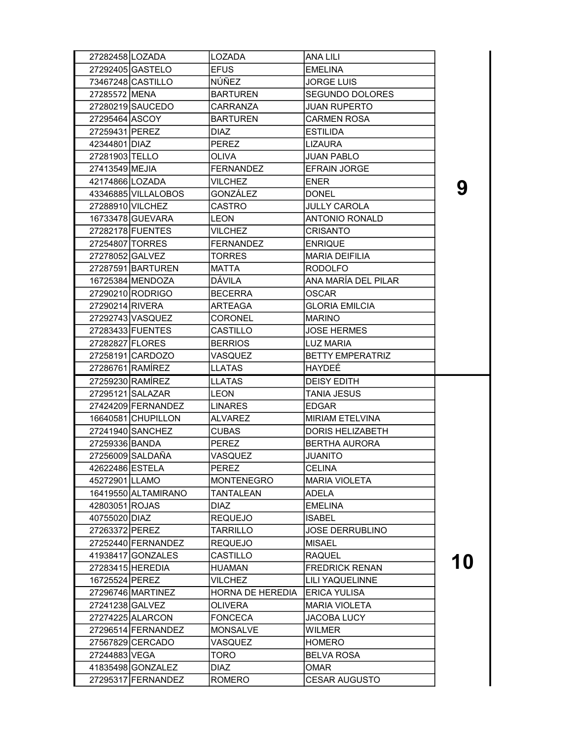| | | | | |
|---|---|---|---|---|
| 27282458 | LOZADA | LOZADA | ANA LILI | 9 |
| 27292405 | GASTELO | EFUS | EMELINA | |
| 73467248 | CASTILLO | NÚÑEZ | JORGE LUIS | |
| 27285572 | MENA | BARTUREN | SEGUNDO DOLORES | |
| 27280219 | SAUCEDO | CARRANZA | JUAN RUPERTO | |
| 27295464 | ASCOY | BARTUREN | CARMEN ROSA | |
| 27259431 | PEREZ | DIAZ | ESTILIDA | |
| 42344801 | DIAZ | PEREZ | LIZAURA | |
| 27281903 | TELLO | OLIVA | JUAN PABLO | |
| 27413549 | MEJIA | FERNANDEZ | EFRAIN JORGE | |
| 42174866 | LOZADA | VILCHEZ | ENER | |
| 43346885 | VILLALOBOS | GONZÁLEZ | DONEL | |
| 27288910 | VILCHEZ | CASTRO | JULLY CAROLA | |
| 16733478 | GUEVARA | LEON | ANTONIO RONALD | |
| 27282178 | FUENTES | VILCHEZ | CRISANTO | |
| 27254807 | TORRES | FERNANDEZ | ENRIQUE | |
| 27278052 | GALVEZ | TORRES | MARIA DEIFILIA | |
| 27287591 | BARTUREN | MATTA | RODOLFO | |
| 16725384 | MENDOZA | DÁVILA | ANA MARÍA DEL PILAR | |
| 27290210 | RODRIGO | BECERRA | OSCAR | |
| 27290214 | RIVERA | ARTEAGA | GLORIA EMILCIA | |
| 27292743 | VASQUEZ | CORONEL | MARINO | |
| 27283433 | FUENTES | CASTILLO | JOSE HERMES | |
| 27282827 | FLORES | BERRIOS | LUZ MARIA | |
| 27258191 | CARDOZO | VASQUEZ | BETTY EMPERATRIZ | |
| 27286761 | RAMÍREZ | LLATAS | HAYDEÉ | |
| 27259230 | RAMÍREZ | LLATAS | DEISY EDITH | 10 |
| 27295121 | SALAZAR | LEON | TANIA JESUS | |
| 27424209 | FERNANDEZ | LINARES | EDGAR | |
| 16640581 | CHUPILLON | ALVAREZ | MIRIAM ETELVINA | |
| 27241940 | SANCHEZ | CUBAS | DORIS HELIZABETH | |
| 27259336 | BANDA | PEREZ | BERTHA AURORA | |
| 27256009 | SALDAÑA | VASQUEZ | JUANITO | |
| 42622486 | ESTELA | PEREZ | CELINA | |
| 45272901 | LLAMO | MONTENEGRO | MARIA VIOLETA | |
| 16419550 | ALTAMIRANO | TANTALEAN | ADELA | |
| 42803051 | ROJAS | DIAZ | EMELINA | |
| 40755020 | DIAZ | REQUEJO | ISABEL | |
| 27263372 | PEREZ | TARRILLO | JOSE DERRUBLINO | |
| 27252440 | FERNANDEZ | REQUEJO | MISAEL | |
| 41938417 | GONZALES | CASTILLO | RAQUEL | |
| 27283415 | HEREDIA | HUAMAN | FREDRICK RENAN | |
| 16725524 | PEREZ | VILCHEZ | LILI YAQUELINNE | |
| 27296746 | MARTINEZ | HORNA DE HEREDIA | ERICA YULISA | |
| 27241238 | GALVEZ | OLIVERA | MARIA VIOLETA | |
| 27274225 | ALARCON | FONCECA | JACOBA LUCY | |
| 27296514 | FERNANDEZ | MONSALVE | WILMER | |
| 27567829 | CERCADO | VASQUEZ | HOMERO | |
| 27244883 | VEGA | TORO | BELVA ROSA | |
| 41835498 | GONZALEZ | DIAZ | OMAR | |
| 27295317 | FERNANDEZ | ROMERO | CESAR AUGUSTO | |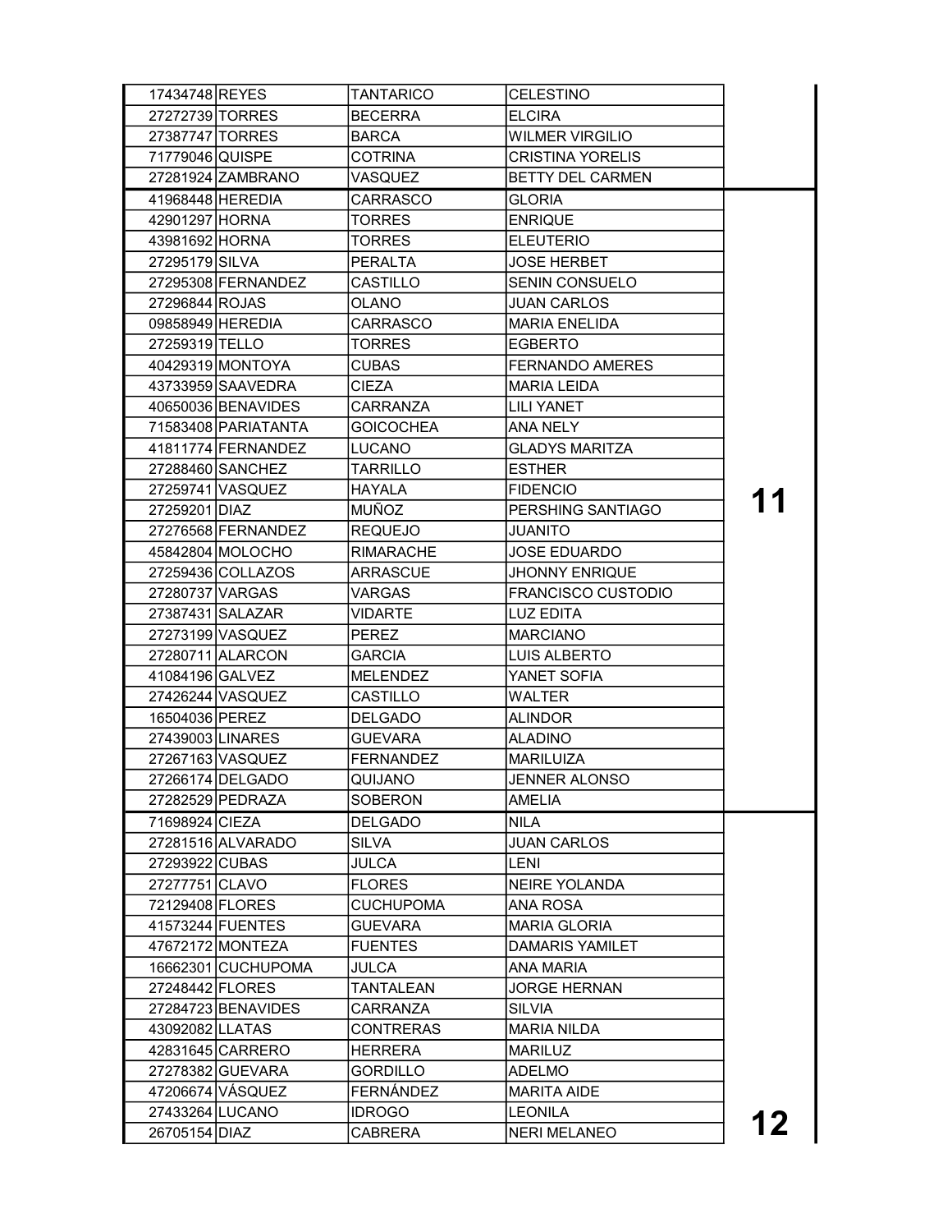| | | | | |
|---|---|---|---|---|
| 17434748 | REYES | TANTARICO | CELESTINO | |
| 27272739 | TORRES | BECERRA | ELCIRA | |
| 27387747 | TORRES | BARCA | WILMER VIRGILIO | |
| 71779046 | QUISPE | COTRINA | CRISTINA YORELIS | |
| 27281924 | ZAMBRANO | VASQUEZ | BETTY DEL CARMEN | |
| 41968448 | HEREDIA | CARRASCO | GLORIA | 11 |
| 42901297 | HORNA | TORRES | ENRIQUE | |
| 43981692 | HORNA | TORRES | ELEUTERIO | |
| 27295179 | SILVA | PERALTA | JOSE HERBET | |
| 27295308 | FERNANDEZ | CASTILLO | SENIN CONSUELO | |
| 27296844 | ROJAS | OLANO | JUAN CARLOS | |
| 09858949 | HEREDIA | CARRASCO | MARIA ENELIDA | |
| 27259319 | TELLO | TORRES | EGBERTO | |
| 40429319 | MONTOYA | CUBAS | FERNANDO AMERES | |
| 43733959 | SAAVEDRA | CIEZA | MARIA LEIDA | |
| 40650036 | BENAVIDES | CARRANZA | LILI YANET | |
| 71583408 | PARIATANTA | GOICOCHEA | ANA NELY | |
| 41811774 | FERNANDEZ | LUCANO | GLADYS MARITZA | |
| 27288460 | SANCHEZ | TARRILLO | ESTHER | |
| 27259741 | VASQUEZ | HAYALA | FIDENCIO | |
| 27259201 | DIAZ | MUÑOZ | PERSHING SANTIAGO | |
| 27276568 | FERNANDEZ | REQUEJO | JUANITO | |
| 45842804 | MOLOCHO | RIMARACHE | JOSE EDUARDO | |
| 27259436 | COLLAZOS | ARRASCUE | JHONNY ENRIQUE | |
| 27280737 | VARGAS | VARGAS | FRANCISCO CUSTODIO | |
| 27387431 | SALAZAR | VIDARTE | LUZ EDITA | |
| 27273199 | VASQUEZ | PEREZ | MARCIANO | |
| 27280711 | ALARCON | GARCIA | LUIS ALBERTO | |
| 41084196 | GALVEZ | MELENDEZ | YANET SOFIA | |
| 27426244 | VASQUEZ | CASTILLO | WALTER | |
| 16504036 | PEREZ | DELGADO | ALINDOR | |
| 27439003 | LINARES | GUEVARA | ALADINO | |
| 27267163 | VASQUEZ | FERNANDEZ | MARILUIZA | |
| 27266174 | DELGADO | QUIJANO | JENNER ALONSO | |
| 27282529 | PEDRAZA | SOBERON | AMELIA | |
| 71698924 | CIEZA | DELGADO | NILA | 12 |
| 27281516 | ALVARADO | SILVA | JUAN CARLOS | |
| 27293922 | CUBAS | JULCA | LENI | |
| 27277751 | CLAVO | FLORES | NEIRE YOLANDA | |
| 72129408 | FLORES | CUCHUPOMA | ANA ROSA | |
| 41573244 | FUENTES | GUEVARA | MARIA GLORIA | |
| 47672172 | MONTEZA | FUENTES | DAMARIS YAMILET | |
| 16662301 | CUCHUPOMA | JULCA | ANA MARIA | |
| 27248442 | FLORES | TANTALEAN | JORGE HERNAN | |
| 27284723 | BENAVIDES | CARRANZA | SILVIA | |
| 43092082 | LLATAS | CONTRERAS | MARIA NILDA | |
| 42831645 | CARRERO | HERRERA | MARILUZ | |
| 27278382 | GUEVARA | GORDILLO | ADELMO | |
| 47206674 | VÁSQUEZ | FERNÁNDEZ | MARITA AIDE | |
| 27433264 | LUCANO | IDROGO | LEONILA | |
| 26705154 | DIAZ | CABRERA | NERI MELANEO | |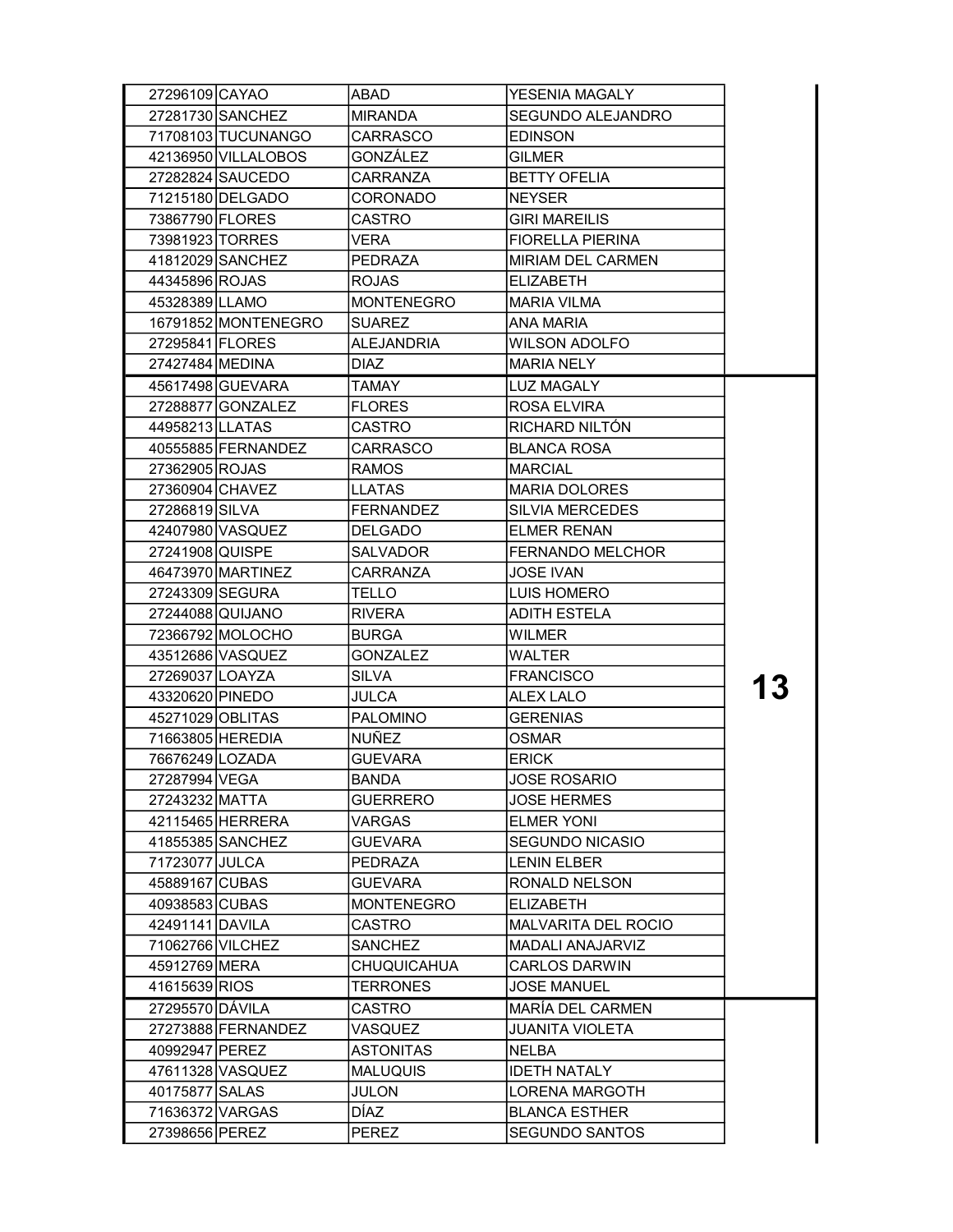| | | | | |
|---|---|---|---|---|
| 27296109 | CAYAO | ABAD | YESENIA MAGALY | |
| 27281730 | SANCHEZ | MIRANDA | SEGUNDO ALEJANDRO | |
| 71708103 | TUCUNANGO | CARRASCO | EDINSON | |
| 42136950 | VILLALOBOS | GONZÁLEZ | GILMER | |
| 27282824 | SAUCEDO | CARRANZA | BETTY OFELIA | |
| 71215180 | DELGADO | CORONADO | NEYSER | |
| 73867790 | FLORES | CASTRO | GIRI MAREILIS | |
| 73981923 | TORRES | VERA | FIORELLA PIERINA | |
| 41812029 | SANCHEZ | PEDRAZA | MIRIAM DEL CARMEN | |
| 44345896 | ROJAS | ROJAS | ELIZABETH | |
| 45328389 | LLAMO | MONTENEGRO | MARIA VILMA | |
| 16791852 | MONTENEGRO | SUAREZ | ANA MARIA | |
| 27295841 | FLORES | ALEJANDRIA | WILSON ADOLFO | |
| 27427484 | MEDINA | DIAZ | MARIA NELY | |
| 45617498 | GUEVARA | TAMAY | LUZ MAGALY | 13 |
| 27288877 | GONZALEZ | FLORES | ROSA ELVIRA | |
| 44958213 | LLATAS | CASTRO | RICHARD NILTÓN | |
| 40555885 | FERNANDEZ | CARRASCO | BLANCA ROSA | |
| 27362905 | ROJAS | RAMOS | MARCIAL | |
| 27360904 | CHAVEZ | LLATAS | MARIA DOLORES | |
| 27286819 | SILVA | FERNANDEZ | SILVIA MERCEDES | |
| 42407980 | VASQUEZ | DELGADO | ELMER RENAN | |
| 27241908 | QUISPE | SALVADOR | FERNANDO MELCHOR | |
| 46473970 | MARTINEZ | CARRANZA | JOSE IVAN | |
| 27243309 | SEGURA | TELLO | LUIS HOMERO | |
| 27244088 | QUIJANO | RIVERA | ADITH ESTELA | |
| 72366792 | MOLOCHO | BURGA | WILMER | |
| 43512686 | VASQUEZ | GONZALEZ | WALTER | |
| 27269037 | LOAYZA | SILVA | FRANCISCO | |
| 43320620 | PINEDO | JULCA | ALEX LALO | |
| 45271029 | OBLITAS | PALOMINO | GERENIAS | |
| 71663805 | HEREDIA | NUÑEZ | OSMAR | |
| 76676249 | LOZADA | GUEVARA | ERICK | |
| 27287994 | VEGA | BANDA | JOSE ROSARIO | |
| 27243232 | MATTA | GUERRERO | JOSE HERMES | |
| 42115465 | HERRERA | VARGAS | ELMER YONI | |
| 41855385 | SANCHEZ | GUEVARA | SEGUNDO NICASIO | |
| 71723077 | JULCA | PEDRAZA | LENIN ELBER | |
| 45889167 | CUBAS | GUEVARA | RONALD NELSON | |
| 40938583 | CUBAS | MONTENEGRO | ELIZABETH | |
| 42491141 | DAVILA | CASTRO | MALVARITA DEL ROCIO | |
| 71062766 | VILCHEZ | SANCHEZ | MADALI ANAJARVIZ | |
| 45912769 | MERA | CHUQUICAHUA | CARLOS DARWIN | |
| 41615639 | RIOS | TERRONES | JOSE MANUEL | |
| 27295570 | DÁVILA | CASTRO | MARÍA DEL CARMEN | |
| 27273888 | FERNANDEZ | VASQUEZ | JUANITA VIOLETA | |
| 40992947 | PEREZ | ASTONITAS | NELBA | |
| 47611328 | VASQUEZ | MALUQUIS | IDETH NATALY | |
| 40175877 | SALAS | JULON | LORENA MARGOTH | |
| 71636372 | VARGAS | DÍAZ | BLANCA ESTHER | |
| 27398656 | PEREZ | PEREZ | SEGUNDO SANTOS | |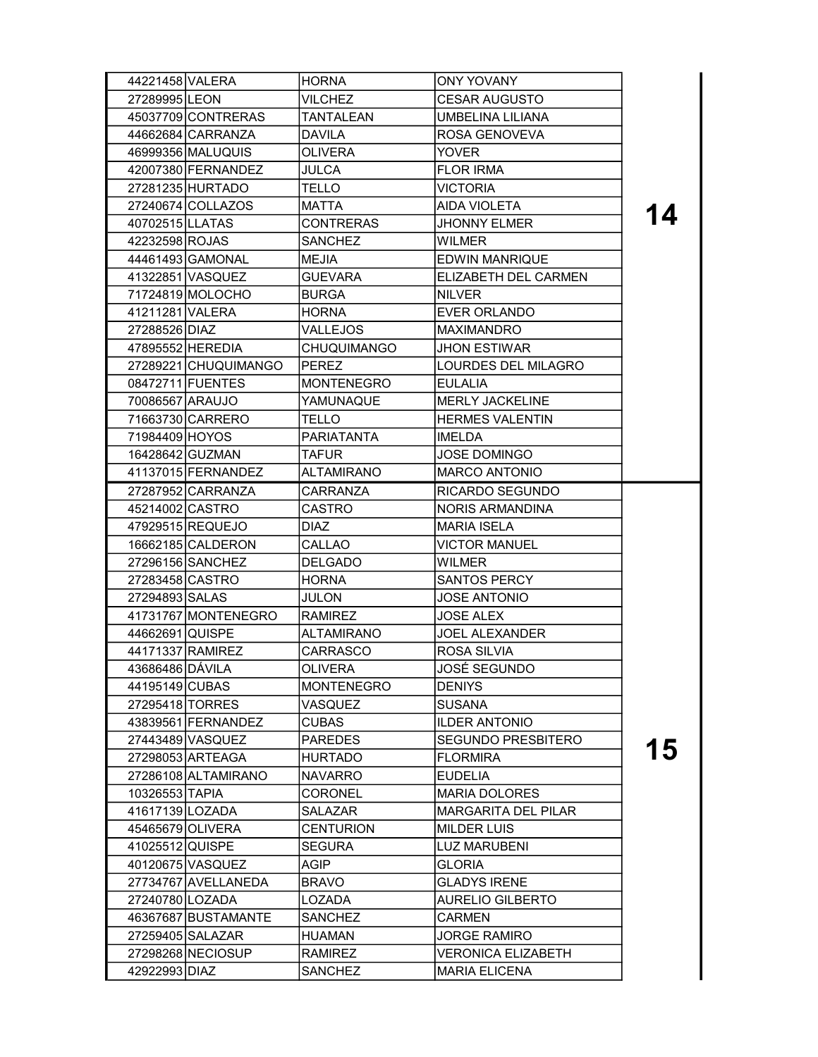| | | | | |
|---|---|---|---|---|
| 44221458 | VALERA | HORNA | ONY YOVANY | 14 |
| 27289995 | LEON | VILCHEZ | CESAR AUGUSTO | |
| 45037709 | CONTRERAS | TANTALEAN | UMBELINA LILIANA | |
| 44662684 | CARRANZA | DAVILA | ROSA GENOVEVA | |
| 46999356 | MALUQUIS | OLIVERA | YOVER | |
| 42007380 | FERNANDEZ | JULCA | FLOR IRMA | |
| 27281235 | HURTADO | TELLO | VICTORIA | |
| 27240674 | COLLAZOS | MATTA | AIDA VIOLETA | |
| 40702515 | LLATAS | CONTRERAS | JHONNY ELMER | |
| 42232598 | ROJAS | SANCHEZ | WILMER | |
| 44461493 | GAMONAL | MEJIA | EDWIN MANRIQUE | |
| 41322851 | VASQUEZ | GUEVARA | ELIZABETH DEL CARMEN | |
| 71724819 | MOLOCHO | BURGA | NILVER | |
| 41211281 | VALERA | HORNA | EVER ORLANDO | |
| 27288526 | DIAZ | VALLEJOS | MAXIMANDRO | |
| 47895552 | HEREDIA | CHUQUIMANGO | JHON ESTIWAR | |
| 27289221 | CHUQUIMANGO | PEREZ | LOURDES DEL MILAGRO | |
| 08472711 | FUENTES | MONTENEGRO | EULALIA | |
| 70086567 | ARAUJO | YAMUNAQUE | MERLY JACKELINE | |
| 71663730 | CARRERO | TELLO | HERMES VALENTIN | |
| 71984409 | HOYOS | PARIATANTA | IMELDA | |
| 16428642 | GUZMAN | TAFUR | JOSE DOMINGO | |
| 41137015 | FERNANDEZ | ALTAMIRANO | MARCO ANTONIO | |
| 27287952 | CARRANZA | CARRANZA | RICARDO SEGUNDO | 15 |
| 45214002 | CASTRO | CASTRO | NORIS ARMANDINA | |
| 47929515 | REQUEJO | DIAZ | MARIA ISELA | |
| 16662185 | CALDERON | CALLAO | VICTOR MANUEL | |
| 27296156 | SANCHEZ | DELGADO | WILMER | |
| 27283458 | CASTRO | HORNA | SANTOS PERCY | |
| 27294893 | SALAS | JULON | JOSE ANTONIO | |
| 41731767 | MONTENEGRO | RAMIREZ | JOSE ALEX | |
| 44662691 | QUISPE | ALTAMIRANO | JOEL ALEXANDER | |
| 44171337 | RAMIREZ | CARRASCO | ROSA SILVIA | |
| 43686486 | DÁVILA | OLIVERA | JOSÉ SEGUNDO | |
| 44195149 | CUBAS | MONTENEGRO | DENIYS | |
| 27295418 | TORRES | VASQUEZ | SUSANA | |
| 43839561 | FERNANDEZ | CUBAS | ILDER ANTONIO | |
| 27443489 | VASQUEZ | PAREDES | SEGUNDO PRESBITERO | |
| 27298053 | ARTEAGA | HURTADO | FLORMIRA | |
| 27286108 | ALTAMIRANO | NAVARRO | EUDELIA | |
| 10326553 | TAPIA | CORONEL | MARIA DOLORES | |
| 41617139 | LOZADA | SALAZAR | MARGARITA DEL PILAR | |
| 45465679 | OLIVERA | CENTURION | MILDER LUIS | |
| 41025512 | QUISPE | SEGURA | LUZ MARUBENI | |
| 40120675 | VASQUEZ | AGIP | GLORIA | |
| 27734767 | AVELLANEDA | BRAVO | GLADYS IRENE | |
| 27240780 | LOZADA | LOZADA | AURELIO GILBERTO | |
| 46367687 | BUSTAMANTE | SANCHEZ | CARMEN | |
| 27259405 | SALAZAR | HUAMAN | JORGE RAMIRO | |
| 27298268 | NECIOSUP | RAMIREZ | VERONICA ELIZABETH | |
| 42922993 | DIAZ | SANCHEZ | MARIA ELICENA | |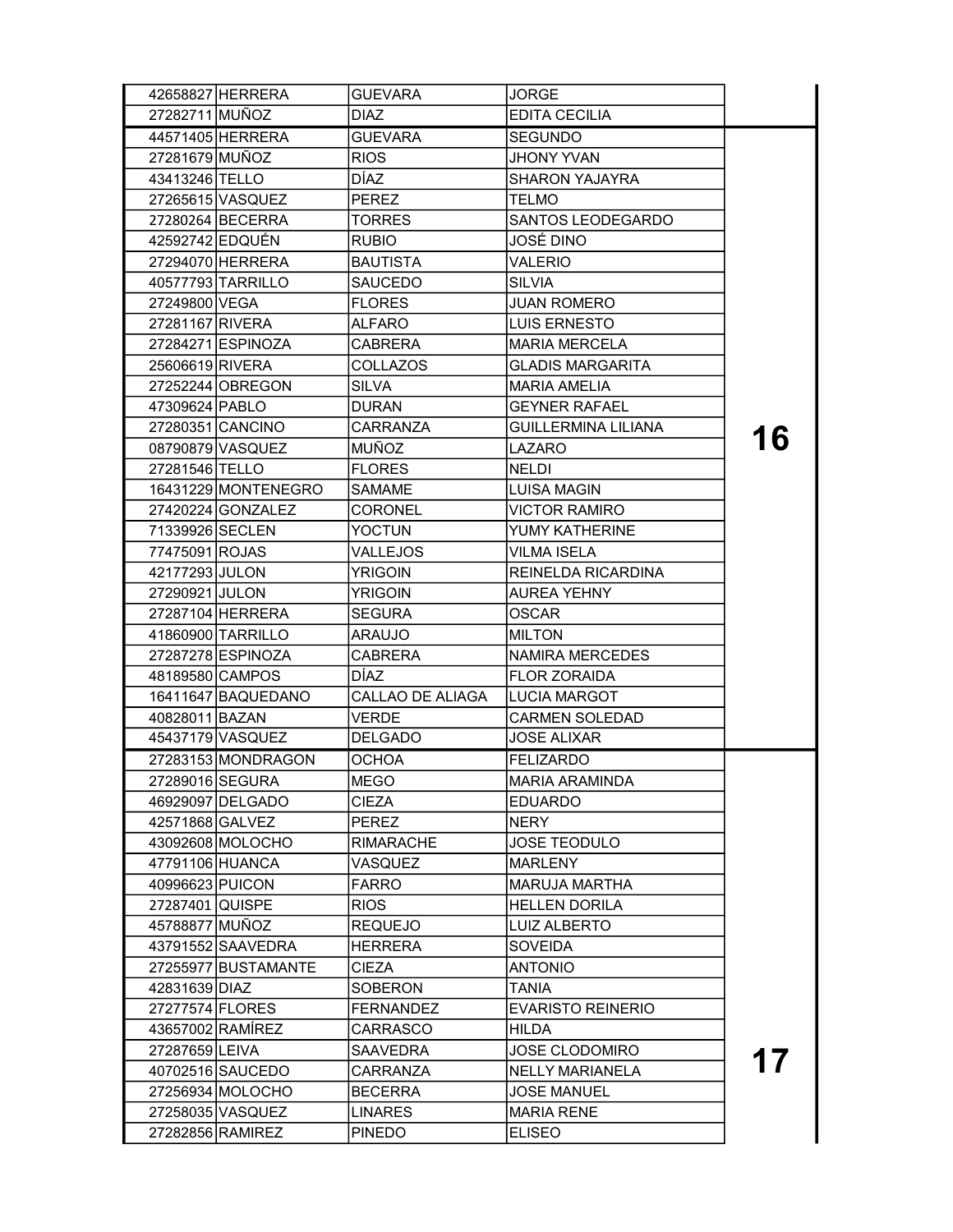| | | | | |
|---|---|---|---|---|
| 42658827 | HERRERA | GUEVARA | JORGE | |
| 27282711 | MUÑOZ | DIAZ | EDITA CECILIA | |
| 44571405 | HERRERA | GUEVARA | SEGUNDO | 16 |
| 27281679 | MUÑOZ | RIOS | JHONY YVAN | |
| 43413246 | TELLO | DÍAZ | SHARON YAJAYRA | |
| 27265615 | VASQUEZ | PEREZ | TELMO | |
| 27280264 | BECERRA | TORRES | SANTOS LEODEGARDO | |
| 42592742 | EDQUÉN | RUBIO | JOSÉ DINO | |
| 27294070 | HERRERA | BAUTISTA | VALERIO | |
| 40577793 | TARRILLO | SAUCEDO | SILVIA | |
| 27249800 | VEGA | FLORES | JUAN ROMERO | |
| 27281167 | RIVERA | ALFARO | LUIS ERNESTO | |
| 27284271 | ESPINOZA | CABRERA | MARIA MERCELA | |
| 25606619 | RIVERA | COLLAZOS | GLADIS MARGARITA | |
| 27252244 | OBREGON | SILVA | MARIA AMELIA | |
| 47309624 | PABLO | DURAN | GEYNER RAFAEL | |
| 27280351 | CANCINO | CARRANZA | GUILLERMINA LILIANA | |
| 08790879 | VASQUEZ | MUÑOZ | LAZARO | |
| 27281546 | TELLO | FLORES | NELDI | |
| 16431229 | MONTENEGRO | SAMAME | LUISA MAGIN | |
| 27420224 | GONZALEZ | CORONEL | VICTOR RAMIRO | |
| 71339926 | SECLEN | YOCTUN | YUMY KATHERINE | |
| 77475091 | ROJAS | VALLEJOS | VILMA ISELA | |
| 42177293 | JULON | YRIGOIN | REINELDA RICARDINA | |
| 27290921 | JULON | YRIGOIN | AUREA YEHNY | |
| 27287104 | HERRERA | SEGURA | OSCAR | |
| 41860900 | TARRILLO | ARAUJO | MILTON | |
| 27287278 | ESPINOZA | CABRERA | NAMIRA MERCEDES | |
| 48189580 | CAMPOS | DÍAZ | FLOR ZORAIDA | |
| 16411647 | BAQUEDANO | CALLAO DE ALIAGA | LUCIA MARGOT | |
| 40828011 | BAZAN | VERDE | CARMEN SOLEDAD | |
| 45437179 | VASQUEZ | DELGADO | JOSE ALIXAR | |
| 27283153 | MONDRAGON | OCHOA | FELIZARDO | 17 |
| 27289016 | SEGURA | MEGO | MARIA ARAMINDA | |
| 46929097 | DELGADO | CIEZA | EDUARDO | |
| 42571868 | GALVEZ | PEREZ | NERY | |
| 43092608 | MOLOCHO | RIMARACHE | JOSE TEODULO | |
| 47791106 | HUANCA | VASQUEZ | MARLENY | |
| 40996623 | PUICON | FARRO | MARUJA MARTHA | |
| 27287401 | QUISPE | RIOS | HELLEN DORILA | |
| 45788877 | MUÑOZ | REQUEJO | LUIZ ALBERTO | |
| 43791552 | SAAVEDRA | HERRERA | SOVEIDA | |
| 27255977 | BUSTAMANTE | CIEZA | ANTONIO | |
| 42831639 | DIAZ | SOBERON | TANIA | |
| 27277574 | FLORES | FERNANDEZ | EVARISTO REINERIO | |
| 43657002 | RAMÍREZ | CARRASCO | HILDA | |
| 27287659 | LEIVA | SAAVEDRA | JOSE CLODOMIRO | |
| 40702516 | SAUCEDO | CARRANZA | NELLY MARIANELA | |
| 27256934 | MOLOCHO | BECERRA | JOSE MANUEL | |
| 27258035 | VASQUEZ | LINARES | MARIA RENE | |
| 27282856 | RAMIREZ | PINEDO | ELISEO | |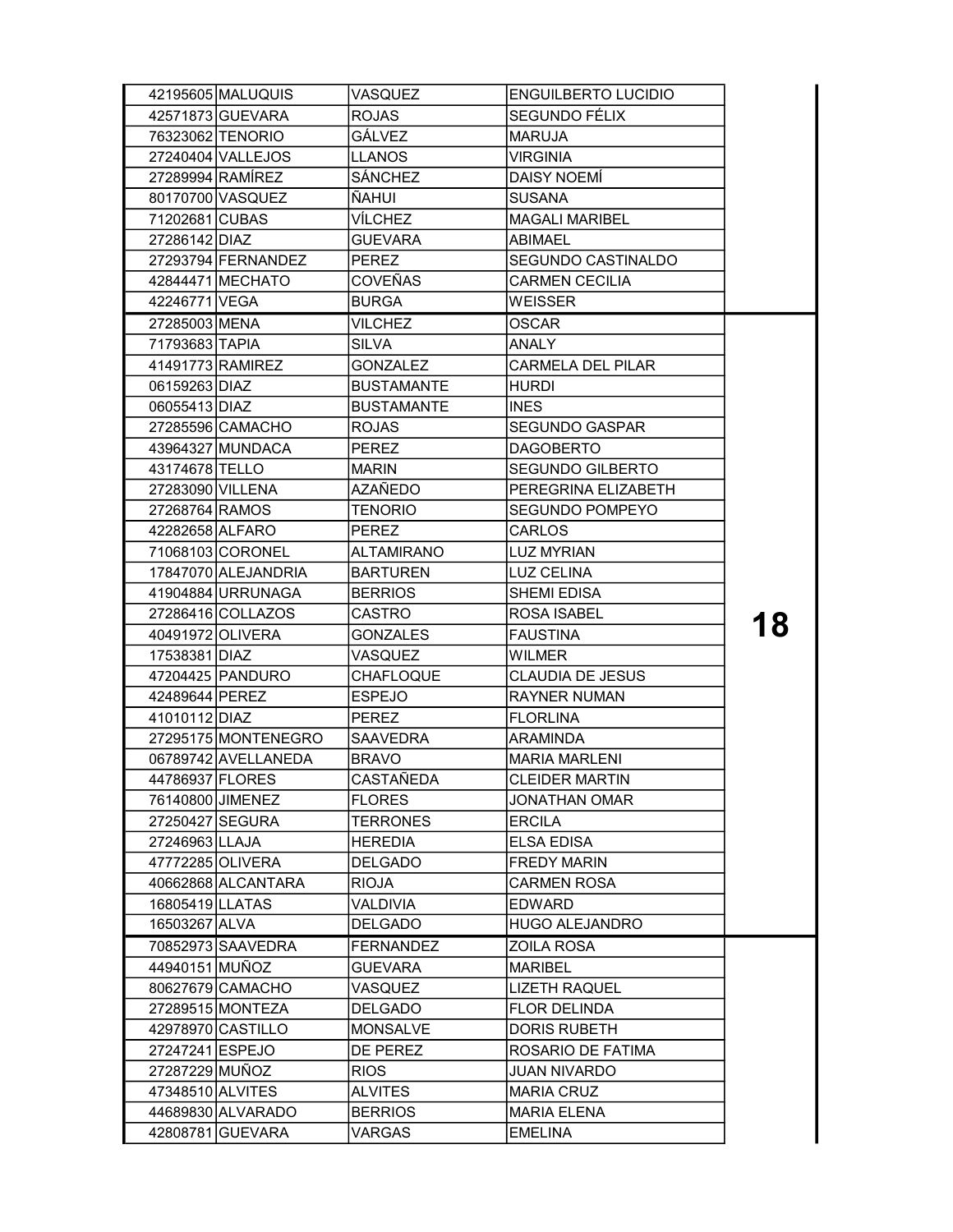| | | | | |
|---|---|---|---|---|
| 42195605 | MALUQUIS | VASQUEZ | ENGUILBERTO LUCIDIO | |
| 42571873 | GUEVARA | ROJAS | SEGUNDO FÉLIX | |
| 76323062 | TENORIO | GÁLVEZ | MARUJA | |
| 27240404 | VALLEJOS | LLANOS | VIRGINIA | |
| 27289994 | RAMÍREZ | SÁNCHEZ | DAISY NOEMÍ | |
| 80170700 | VASQUEZ | ÑAHUI | SUSANA | |
| 71202681 | CUBAS | VÍLCHEZ | MAGALI MARIBEL | |
| 27286142 | DIAZ | GUEVARA | ABIMAEL | |
| 27293794 | FERNANDEZ | PEREZ | SEGUNDO CASTINALDO | |
| 42844471 | MECHATO | COVEÑAS | CARMEN CECILIA | |
| 42246771 | VEGA | BURGA | WEISSER | |
| 27285003 | MENA | VILCHEZ | OSCAR | 18 |
| 71793683 | TAPIA | SILVA | ANALY | |
| 41491773 | RAMIREZ | GONZALEZ | CARMELA DEL PILAR | |
| 06159263 | DIAZ | BUSTAMANTE | HURDI | |
| 06055413 | DIAZ | BUSTAMANTE | INES | |
| 27285596 | CAMACHO | ROJAS | SEGUNDO GASPAR | |
| 43964327 | MUNDACA | PEREZ | DAGOBERTO | |
| 43174678 | TELLO | MARIN | SEGUNDO GILBERTO | |
| 27283090 | VILLENA | AZAÑEDO | PEREGRINA ELIZABETH | |
| 27268764 | RAMOS | TENORIO | SEGUNDO POMPEYO | |
| 42282658 | ALFARO | PEREZ | CARLOS | |
| 71068103 | CORONEL | ALTAMIRANO | LUZ MYRIAN | |
| 17847070 | ALEJANDRIA | BARTUREN | LUZ CELINA | |
| 41904884 | URRUNAGA | BERRIOS | SHEMI EDISA | |
| 27286416 | COLLAZOS | CASTRO | ROSA ISABEL | |
| 40491972 | OLIVERA | GONZALES | FAUSTINA | |
| 17538381 | DIAZ | VASQUEZ | WILMER | |
| 47204425 | PANDURO | CHAFLOQUE | CLAUDIA DE JESUS | |
| 42489644 | PEREZ | ESPEJO | RAYNER NUMAN | |
| 41010112 | DIAZ | PEREZ | FLORLINA | |
| 27295175 | MONTENEGRO | SAAVEDRA | ARAMINDA | |
| 06789742 | AVELLANEDA | BRAVO | MARIA MARLENI | |
| 44786937 | FLORES | CASTAÑEDA | CLEIDER MARTIN | |
| 76140800 | JIMENEZ | FLORES | JONATHAN OMAR | |
| 27250427 | SEGURA | TERRONES | ERCILA | |
| 27246963 | LLAJA | HEREDIA | ELSA EDISA | |
| 47772285 | OLIVERA | DELGADO | FREDY MARIN | |
| 40662868 | ALCANTARA | RIOJA | CARMEN ROSA | |
| 16805419 | LLATAS | VALDIVIA | EDWARD | |
| 16503267 | ALVA | DELGADO | HUGO ALEJANDRO | |
| 70852973 | SAAVEDRA | FERNANDEZ | ZOILA ROSA | |
| 44940151 | MUÑOZ | GUEVARA | MARIBEL | |
| 80627679 | CAMACHO | VASQUEZ | LIZETH RAQUEL | |
| 27289515 | MONTEZA | DELGADO | FLOR DELINDA | |
| 42978970 | CASTILLO | MONSALVE | DORIS RUBETH | |
| 27247241 | ESPEJO | DE PEREZ | ROSARIO DE FATIMA | |
| 27287229 | MUÑOZ | RIOS | JUAN NIVARDO | |
| 47348510 | ALVITES | ALVITES | MARIA CRUZ | |
| 44689830 | ALVARADO | BERRIOS | MARIA ELENA | |
| 42808781 | GUEVARA | VARGAS | EMELINA | |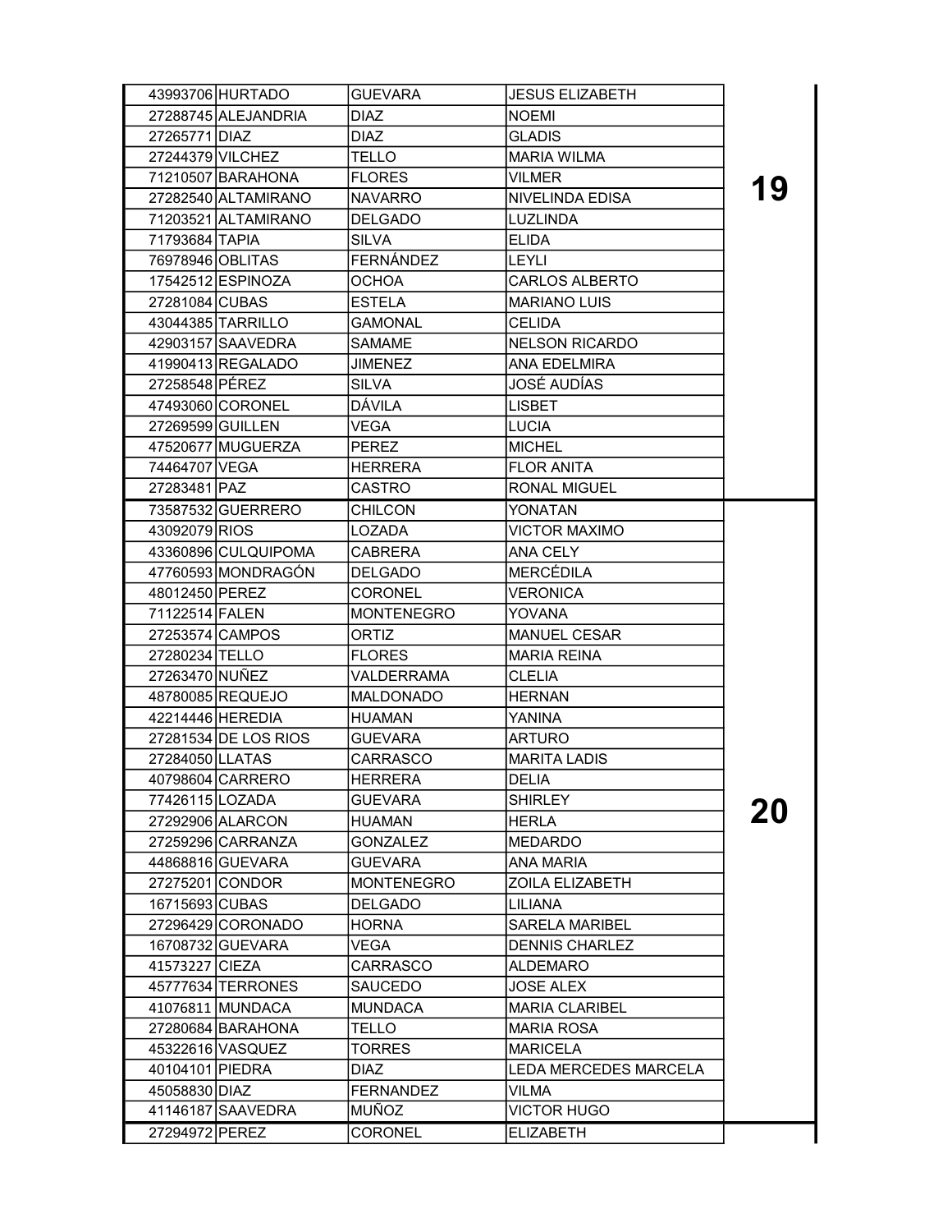| | | | | |
|---|---|---|---|---|
| 43993706 | HURTADO | GUEVARA | JESUS ELIZABETH | 19 |
| 27288745 | ALEJANDRIA | DIAZ | NOEMI | |
| 27265771 | DIAZ | DIAZ | GLADIS | |
| 27244379 | VILCHEZ | TELLO | MARIA WILMA | |
| 71210507 | BARAHONA | FLORES | VILMER | |
| 27282540 | ALTAMIRANO | NAVARRO | NIVELINDA EDISA | |
| 71203521 | ALTAMIRANO | DELGADO | LUZLINDA | |
| 71793684 | TAPIA | SILVA | ELIDA | |
| 76978946 | OBLITAS | FERNÁNDEZ | LEYLI | |
| 17542512 | ESPINOZA | OCHOA | CARLOS ALBERTO | |
| 27281084 | CUBAS | ESTELA | MARIANO LUIS | |
| 43044385 | TARRILLO | GAMONAL | CELIDA | |
| 42903157 | SAAVEDRA | SAMAME | NELSON RICARDO | |
| 41990413 | REGALADO | JIMENEZ | ANA EDELMIRA | |
| 27258548 | PÉREZ | SILVA | JOSÉ AUDÍAS | |
| 47493060 | CORONEL | DÁVILA | LISBET | |
| 27269599 | GUILLEN | VEGA | LUCIA | |
| 47520677 | MUGUERZA | PEREZ | MICHEL | |
| 74464707 | VEGA | HERRERA | FLOR ANITA | |
| 27283481 | PAZ | CASTRO | RONAL MIGUEL | |
| 73587532 | GUERRERO | CHILCON | YONATAN | 20 |
| 43092079 | RIOS | LOZADA | VICTOR MAXIMO | |
| 43360896 | CULQUIPOMA | CABRERA | ANA CELY | |
| 47760593 | MONDRAGÓN | DELGADO | MERCÉDILA | |
| 48012450 | PEREZ | CORONEL | VERONICA | |
| 71122514 | FALEN | MONTENEGRO | YOVANA | |
| 27253574 | CAMPOS | ORTIZ | MANUEL CESAR | |
| 27280234 | TELLO | FLORES | MARIA REINA | |
| 27263470 | NUÑEZ | VALDERRAMA | CLELIA | |
| 48780085 | REQUEJO | MALDONADO | HERNAN | |
| 42214446 | HEREDIA | HUAMAN | YANINA | |
| 27281534 | DE LOS RIOS | GUEVARA | ARTURO | |
| 27284050 | LLATAS | CARRASCO | MARITA LADIS | |
| 40798604 | CARRERO | HERRERA | DELIA | |
| 77426115 | LOZADA | GUEVARA | SHIRLEY | |
| 27292906 | ALARCON | HUAMAN | HERLA | |
| 27259296 | CARRANZA | GONZALEZ | MEDARDO | |
| 44868816 | GUEVARA | GUEVARA | ANA MARIA | |
| 27275201 | CONDOR | MONTENEGRO | ZOILA ELIZABETH | |
| 16715693 | CUBAS | DELGADO | LILIANA | |
| 27296429 | CORONADO | HORNA | SARELA MARIBEL | |
| 16708732 | GUEVARA | VEGA | DENNIS CHARLEZ | |
| 41573227 | CIEZA | CARRASCO | ALDEMARO | |
| 45777634 | TERRONES | SAUCEDO | JOSE ALEX | |
| 41076811 | MUNDACA | MUNDACA | MARIA CLARIBEL | |
| 27280684 | BARAHONA | TELLO | MARIA ROSA | |
| 45322616 | VASQUEZ | TORRES | MARICELA | |
| 40104101 | PIEDRA | DIAZ | LEDA MERCEDES MARCELA | |
| 45058830 | DIAZ | FERNANDEZ | VILMA | |
| 41146187 | SAAVEDRA | MUÑOZ | VICTOR HUGO | |
| 27294972 | PEREZ | CORONEL | ELIZABETH | |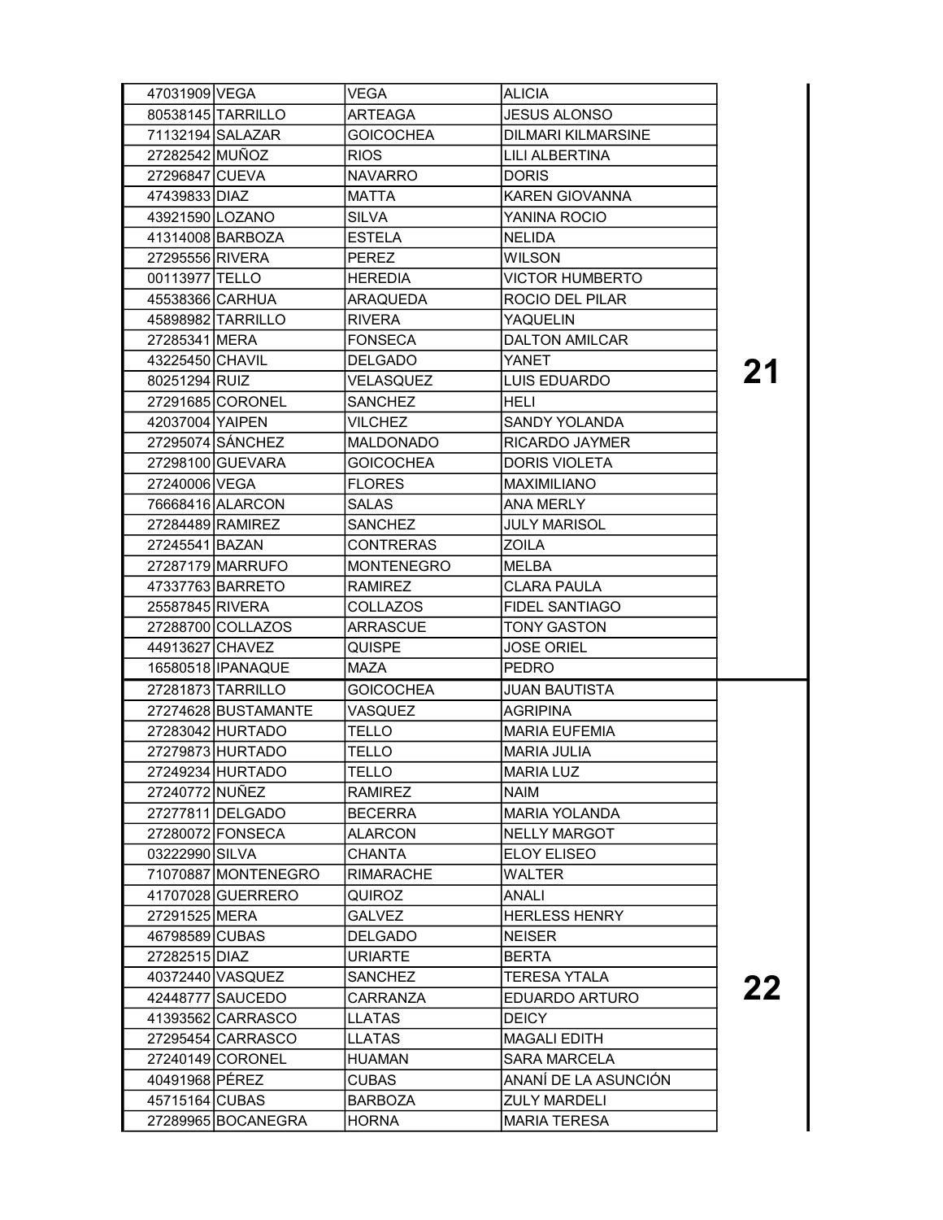| | | | | |
|---|---|---|---|---|
| 47031909 | VEGA | VEGA | ALICIA | 21 |
| 80538145 | TARRILLO | ARTEAGA | JESUS ALONSO | |
| 71132194 | SALAZAR | GOICOCHEA | DILMARI KILMARSINE | |
| 27282542 | MUÑOZ | RIOS | LILI ALBERTINA | |
| 27296847 | CUEVA | NAVARRO | DORIS | |
| 47439833 | DIAZ | MATTA | KAREN GIOVANNA | |
| 43921590 | LOZANO | SILVA | YANINA ROCIO | |
| 41314008 | BARBOZA | ESTELA | NELIDA | |
| 27295556 | RIVERA | PEREZ | WILSON | |
| 00113977 | TELLO | HEREDIA | VICTOR HUMBERTO | |
| 45538366 | CARHUA | ARAQUEDA | ROCIO DEL PILAR | |
| 45898982 | TARRILLO | RIVERA | YAQUELIN | |
| 27285341 | MERA | FONSECA | DALTON AMILCAR | |
| 43225450 | CHAVIL | DELGADO | YANET | |
| 80251294 | RUIZ | VELASQUEZ | LUIS EDUARDO | |
| 27291685 | CORONEL | SANCHEZ | HELI | |
| 42037004 | YAIPEN | VILCHEZ | SANDY YOLANDA | |
| 27295074 | SÁNCHEZ | MALDONADO | RICARDO JAYMER | |
| 27298100 | GUEVARA | GOICOCHEA | DORIS VIOLETA | |
| 27240006 | VEGA | FLORES | MAXIMILIANO | |
| 76668416 | ALARCON | SALAS | ANA MERLY | |
| 27284489 | RAMIREZ | SANCHEZ | JULY MARISOL | |
| 27245541 | BAZAN | CONTRERAS | ZOILA | |
| 27287179 | MARRUFO | MONTENEGRO | MELBA | |
| 47337763 | BARRETO | RAMIREZ | CLARA PAULA | |
| 25587845 | RIVERA | COLLAZOS | FIDEL SANTIAGO | |
| 27288700 | COLLAZOS | ARRASCUE | TONY GASTON | |
| 44913627 | CHAVEZ | QUISPE | JOSE ORIEL | |
| 16580518 | IPANAQUE | MAZA | PEDRO | |
| 27281873 | TARRILLO | GOICOCHEA | JUAN BAUTISTA | 22 |
| 27274628 | BUSTAMANTE | VASQUEZ | AGRIPINA | |
| 27283042 | HURTADO | TELLO | MARIA EUFEMIA | |
| 27279873 | HURTADO | TELLO | MARIA JULIA | |
| 27249234 | HURTADO | TELLO | MARIA LUZ | |
| 27240772 | NUÑEZ | RAMIREZ | NAIM | |
| 27277811 | DELGADO | BECERRA | MARIA YOLANDA | |
| 27280072 | FONSECA | ALARCON | NELLY MARGOT | |
| 03222990 | SILVA | CHANTA | ELOY ELISEO | |
| 71070887 | MONTENEGRO | RIMARACHE | WALTER | |
| 41707028 | GUERRERO | QUIROZ | ANALI | |
| 27291525 | MERA | GALVEZ | HERLESS HENRY | |
| 46798589 | CUBAS | DELGADO | NEISER | |
| 27282515 | DIAZ | URIARTE | BERTA | |
| 40372440 | VASQUEZ | SANCHEZ | TERESA YTALA | |
| 42448777 | SAUCEDO | CARRANZA | EDUARDO ARTURO | |
| 41393562 | CARRASCO | LLATAS | DEICY | |
| 27295454 | CARRASCO | LLATAS | MAGALI EDITH | |
| 27240149 | CORONEL | HUAMAN | SARA MARCELA | |
| 40491968 | PÉREZ | CUBAS | ANANÍ DE LA ASUNCIÓN | |
| 45715164 | CUBAS | BARBOZA | ZULY MARDELI | |
| 27289965 | BOCANEGRA | HORNA | MARIA TERESA | |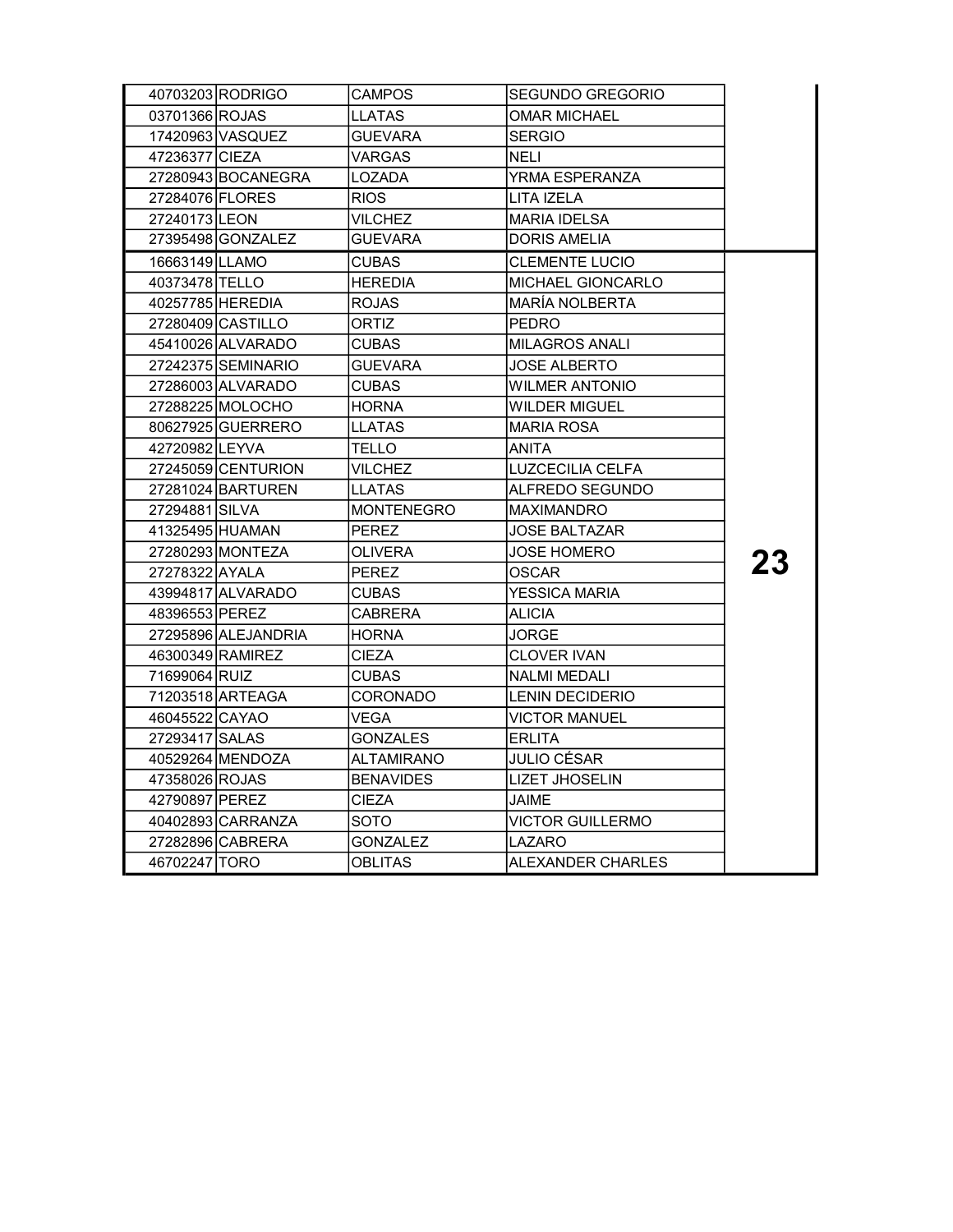| | | | | |
|---|---|---|---|---|
| 40703203 | RODRIGO | CAMPOS | SEGUNDO GREGORIO | |
| 03701366 | ROJAS | LLATAS | OMAR MICHAEL | |
| 17420963 | VASQUEZ | GUEVARA | SERGIO | |
| 47236377 | CIEZA | VARGAS | NELI | |
| 27280943 | BOCANEGRA | LOZADA | YRMA ESPERANZA | |
| 27284076 | FLORES | RIOS | LITA IZELA | |
| 27240173 | LEON | VILCHEZ | MARIA IDELSA | |
| 27395498 | GONZALEZ | GUEVARA | DORIS AMELIA | |
| 16663149 | LLAMO | CUBAS | CLEMENTE LUCIO | 23 |
| 40373478 | TELLO | HEREDIA | MICHAEL GIONCARLO | |
| 40257785 | HEREDIA | ROJAS | MARÍA NOLBERTA | |
| 27280409 | CASTILLO | ORTIZ | PEDRO | |
| 45410026 | ALVARADO | CUBAS | MILAGROS ANALI | |
| 27242375 | SEMINARIO | GUEVARA | JOSE ALBERTO | |
| 27286003 | ALVARADO | CUBAS | WILMER ANTONIO | |
| 27288225 | MOLOCHO | HORNA | WILDER MIGUEL | |
| 80627925 | GUERRERO | LLATAS | MARIA ROSA | |
| 42720982 | LEYVA | TELLO | ANITA | |
| 27245059 | CENTURION | VILCHEZ | LUZCECILIA CELFA | |
| 27281024 | BARTUREN | LLATAS | ALFREDO SEGUNDO | |
| 27294881 | SILVA | MONTENEGRO | MAXIMANDRO | |
| 41325495 | HUAMAN | PEREZ | JOSE BALTAZAR | |
| 27280293 | MONTEZA | OLIVERA | JOSE HOMERO | |
| 27278322 | AYALA | PEREZ | OSCAR | |
| 43994817 | ALVARADO | CUBAS | YESSICA MARIA | |
| 48396553 | PEREZ | CABRERA | ALICIA | |
| 27295896 | ALEJANDRIA | HORNA | JORGE | |
| 46300349 | RAMIREZ | CIEZA | CLOVER IVAN | |
| 71699064 | RUIZ | CUBAS | NALMI MEDALI | |
| 71203518 | ARTEAGA | CORONADO | LENIN DECIDERIO | |
| 46045522 | CAYAO | VEGA | VICTOR MANUEL | |
| 27293417 | SALAS | GONZALES | ERLITA | |
| 40529264 | MENDOZA | ALTAMIRANO | JULIO CÉSAR | |
| 47358026 | ROJAS | BENAVIDES | LIZET JHOSELIN | |
| 42790897 | PEREZ | CIEZA | JAIME | |
| 40402893 | CARRANZA | SOTO | VICTOR GUILLERMO | |
| 27282896 | CABRERA | GONZALEZ | LAZARO | |
| 46702247 | TORO | OBLITAS | ALEXANDER CHARLES | |